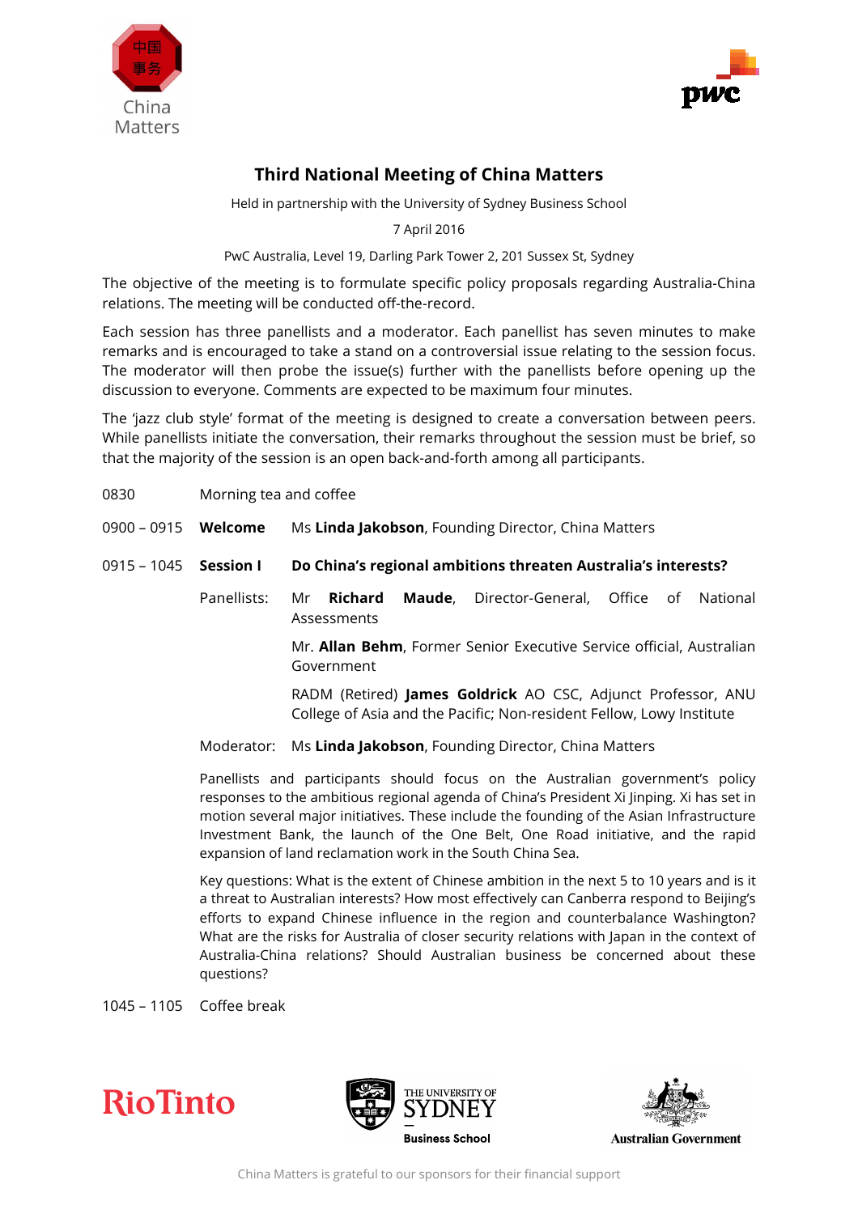# Third National Meeting of China Matters

Held in partnership with the University of Sydney Business School

7 April 2016

PwC Australia, Level 19, Darling Park Tower 2, 201 Sussex St, Sydney

The objective of the meeting is to formulate specific policy proposals regarding Australia-China relations. The meeting will be conducted off-the-record.

Each session has three panellists and a moderator. Each panellist has seven minutes to make remarks and is encouraged to take a stand on a controversial issue relating to the session focus. The moderator will then probe the issue(s) further with the panellists before opening up the discussion to everyone. Comments are expected to be maximum four minutes.

The 'jazz club style' format of the meeting is designed to create a conversation between peers. While panellists initiate the conversation, their remarks throughout the session must be brief, so that the majority of the session is an open back-and-forth among all participants.

0830 Morning tea and coffee

0900 – 0915 **Welcome** Ms **Linda Jakobson**, Founding Director, China Matters

0915 – 1045 **Session I** **Do China's regional ambitions threaten Australia's interests?**

Panellists:

- Mr **Richard Maude**, Director-General, Office of National Assessments
- Mr. **Allan Behm**, Former Senior Executive Service official, Australian Government
- RADM (Retired) **James Goldrick** AO CSC, Adjunct Professor, ANU College of Asia and the Pacific; Non-resident Fellow, Lowy Institute

Moderator: Ms **Linda Jakobson**, Founding Director, China Matters

Panellists and participants should focus on the Australian government's policy responses to the ambitious regional agenda of China's President Xi Jinping. Xi has set in motion several major initiatives. These include the founding of the Asian Infrastructure Investment Bank, the launch of the One Belt, One Road initiative, and the rapid expansion of land reclamation work in the South China Sea.

Key questions: What is the extent of Chinese ambition in the next 5 to 10 years and is it a threat to Australian interests? How most effectively can Canberra respond to Beijing's efforts to expand Chinese influence in the region and counterbalance Washington? What are the risks for Australia of closer security relations with Japan in the context of Australia-China relations? Should Australian business be concerned about these questions?

1045 – 1105 Coffee break

China Matters is grateful to our sponsors for their financial support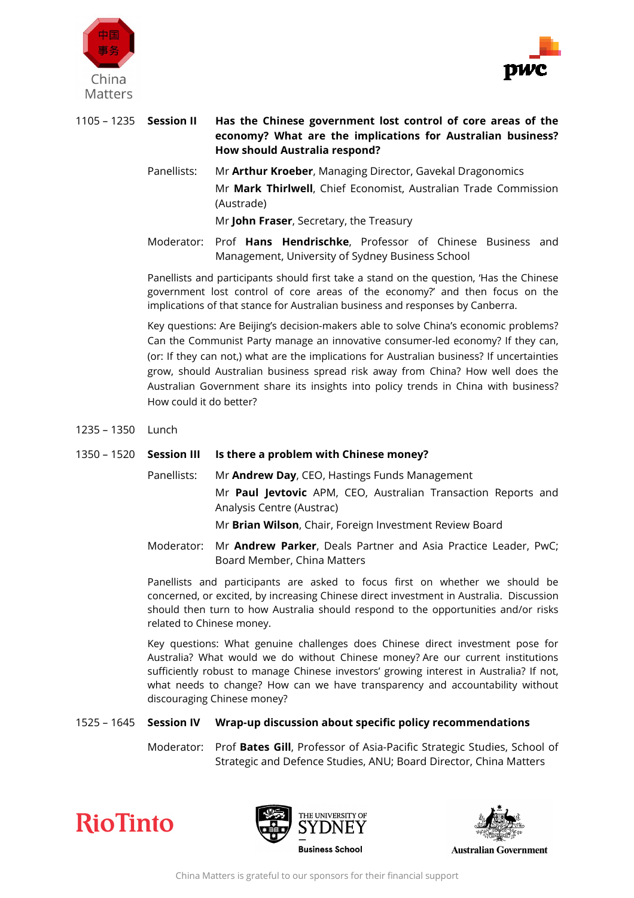1105 – 1235 **Session II** **Has the Chinese government lost control of core areas of the economy? What are the implications for Australian business? How should Australia respond?**

Panellists:
- Mr **Arthur Kroeber**, Managing Director, Gavekal Dragonomics
- Mr **Mark Thirlwell**, Chief Economist, Australian Trade Commission (Austrade)
- Mr **John Fraser**, Secretary, the Treasury

Moderator: Prof **Hans Hendrischke**, Professor of Chinese Business and Management, University of Sydney Business School

Panellists and participants should first take a stand on the question, 'Has the Chinese government lost control of core areas of the economy?' and then focus on the implications of that stance for Australian business and responses by Canberra.

Key questions: Are Beijing's decision-makers able to solve China's economic problems? Can the Communist Party manage an innovative consumer-led economy? If they can, (or: If they can not,) what are the implications for Australian business? If uncertainties grow, should Australian business spread risk away from China? How well does the Australian Government share its insights into policy trends in China with business? How could it do better?

1235 – 1350 Lunch

1350 – 1520 **Session III** **Is there a problem with Chinese money?**

Panellists:
- Mr **Andrew Day**, CEO, Hastings Funds Management
- Mr **Paul Jevtovic** APM, CEO, Australian Transaction Reports and Analysis Centre (Austrac)
- Mr **Brian Wilson**, Chair, Foreign Investment Review Board

Moderator: Mr **Andrew Parker**, Deals Partner and Asia Practice Leader, PwC; Board Member, China Matters

Panellists and participants are asked to focus first on whether we should be concerned, or excited, by increasing Chinese direct investment in Australia. Discussion should then turn to how Australia should respond to the opportunities and/or risks related to Chinese money.

Key questions: What genuine challenges does Chinese direct investment pose for Australia? What would we do without Chinese money? Are our current institutions sufficiently robust to manage Chinese investors' growing interest in Australia? If not, what needs to change? How can we have transparency and accountability without discouraging Chinese money?

1525 – 1645 **Session IV** **Wrap-up discussion about specific policy recommendations**

Moderator: Prof **Bates Gill**, Professor of Asia-Pacific Strategic Studies, School of Strategic and Defence Studies, ANU; Board Director, China Matters

China Matters is grateful to our sponsors for their financial support